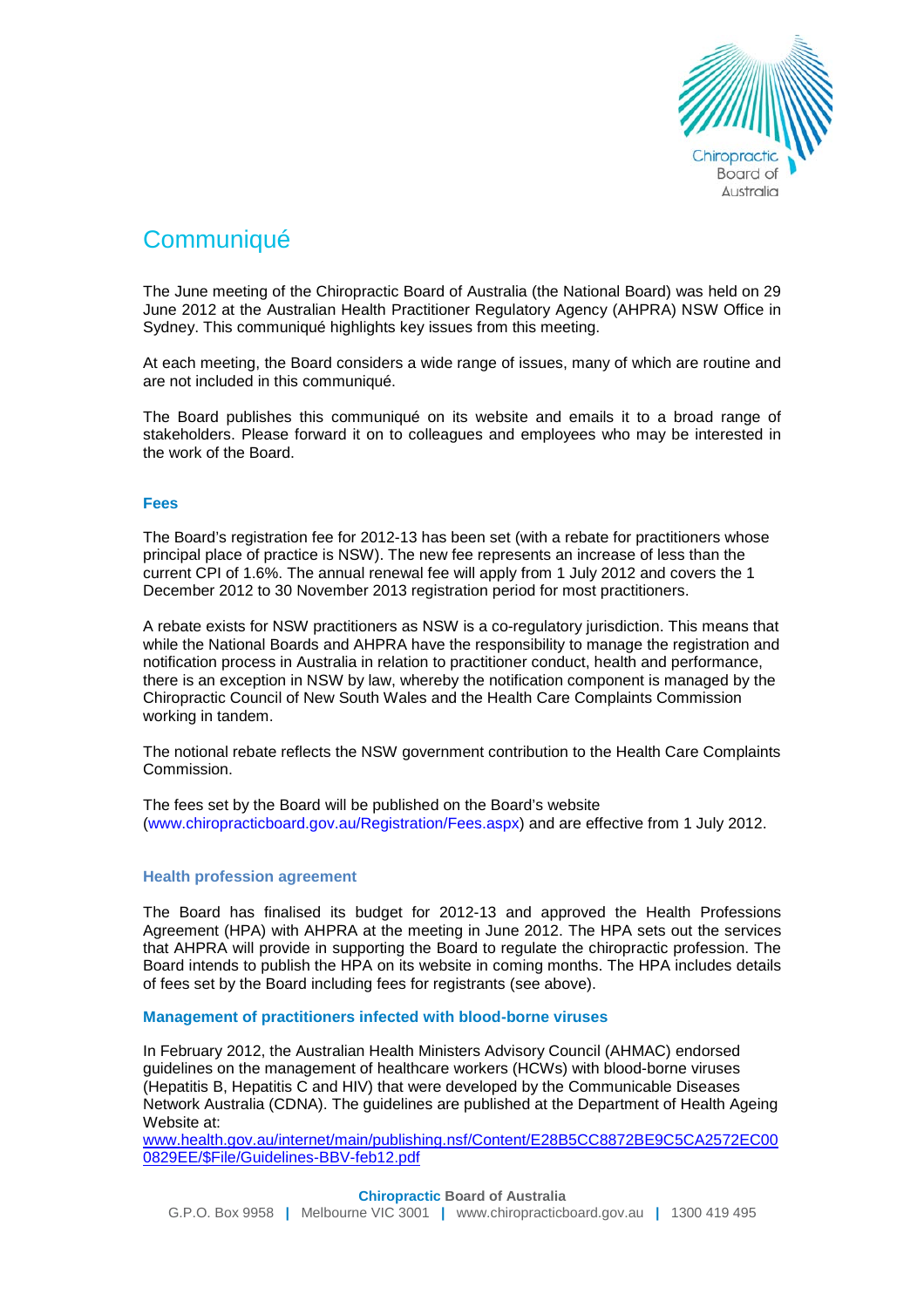# Communiqué

The June meeting of the Chiropractic Board of Australia (the National Board) was held on 29 June 2012 at the Australian Health Practitioner Regulatory Agency (AHPRA) NSW Office in Sydney. This communiqué highlights key issues from this meeting.

At each meeting, the Board considers a wide range of issues, many of which are routine and are not included in this communiqué.

The Board publishes this communiqué on its website and emails it to a broad range of stakeholders. Please forward it on to colleagues and employees who may be interested in the work of the Board.

## Fees

The Board's registration fee for 2012-13 has been set (with a rebate for practitioners whose principal place of practice is NSW). The new fee represents an increase of less than the current CPI of 1.6%. The annual renewal fee will apply from 1 July 2012 and covers the 1 December 2012 to 30 November 2013 registration period for most practitioners.

A rebate exists for NSW practitioners as NSW is a co-regulatory jurisdiction. This means that while the National Boards and AHPRA have the responsibility to manage the registration and notification process in Australia in relation to practitioner conduct, health and performance, there is an exception in NSW by law, whereby the notification component is managed by the Chiropractic Council of New South Wales and the Health Care Complaints Commission working in tandem.

The notional rebate reflects the NSW government contribution to the Health Care Complaints Commission.

The fees set by the Board will be published on the Board's website (www.chiropracticboard.gov.au/Registration/Fees.aspx) and are effective from 1 July 2012.

## Health profession agreement

The Board has finalised its budget for 2012-13 and approved the Health Professions Agreement (HPA) with AHPRA at the meeting in June 2012. The HPA sets out the services that AHPRA will provide in supporting the Board to regulate the chiropractic profession. The Board intends to publish the HPA on its website in coming months. The HPA includes details of fees set by the Board including fees for registrants (see above).

## Management of practitioners infected with blood-borne viruses

In February 2012, the Australian Health Ministers Advisory Council (AHMAC) endorsed guidelines on the management of healthcare workers (HCWs) with blood-borne viruses (Hepatitis B, Hepatitis C and HIV) that were developed by the Communicable Diseases Network Australia (CDNA). The guidelines are published at the Department of Health Ageing Website at:
www.health.gov.au/internet/main/publishing.nsf/Content/E28B5CC8872BE9C5CA2572EC000829EE/$File/Guidelines-BBV-feb12.pdf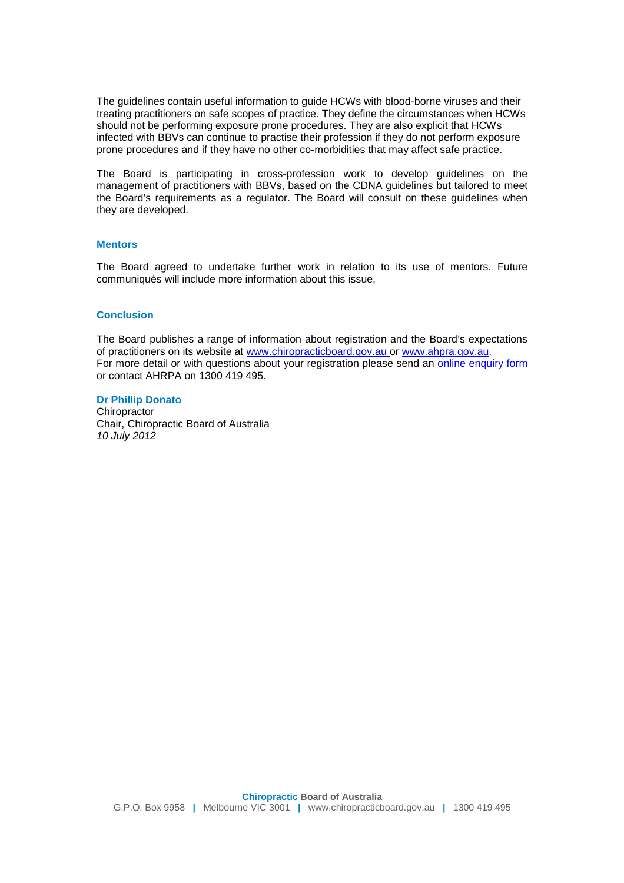The guidelines contain useful information to guide HCWs with blood-borne viruses and their treating practitioners on safe scopes of practice. They define the circumstances when HCWs should not be performing exposure prone procedures. They are also explicit that HCWs infected with BBVs can continue to practise their profession if they do not perform exposure prone procedures and if they have no other co-morbidities that may affect safe practice.

The Board is participating in cross-profession work to develop guidelines on the management of practitioners with BBVs, based on the CDNA guidelines but tailored to meet the Board's requirements as a regulator. The Board will consult on these guidelines when they are developed.

### Mentors

The Board agreed to undertake further work in relation to its use of mentors. Future communiqués will include more information about this issue.

### Conclusion

The Board publishes a range of information about registration and the Board's expectations of practitioners on its website at [www.chiropracticboard.gov.au](http://www.chiropracticboard.gov.au) or [www.ahpra.gov.au](http://www.ahpra.gov.au).
For more detail or with questions about your registration please send an [online enquiry form](#) or contact AHRPA on 1300 419 495.

**Dr Phillip Donato**
Chiropractor
Chair, Chiropractic Board of Australia
*10 July 2012*